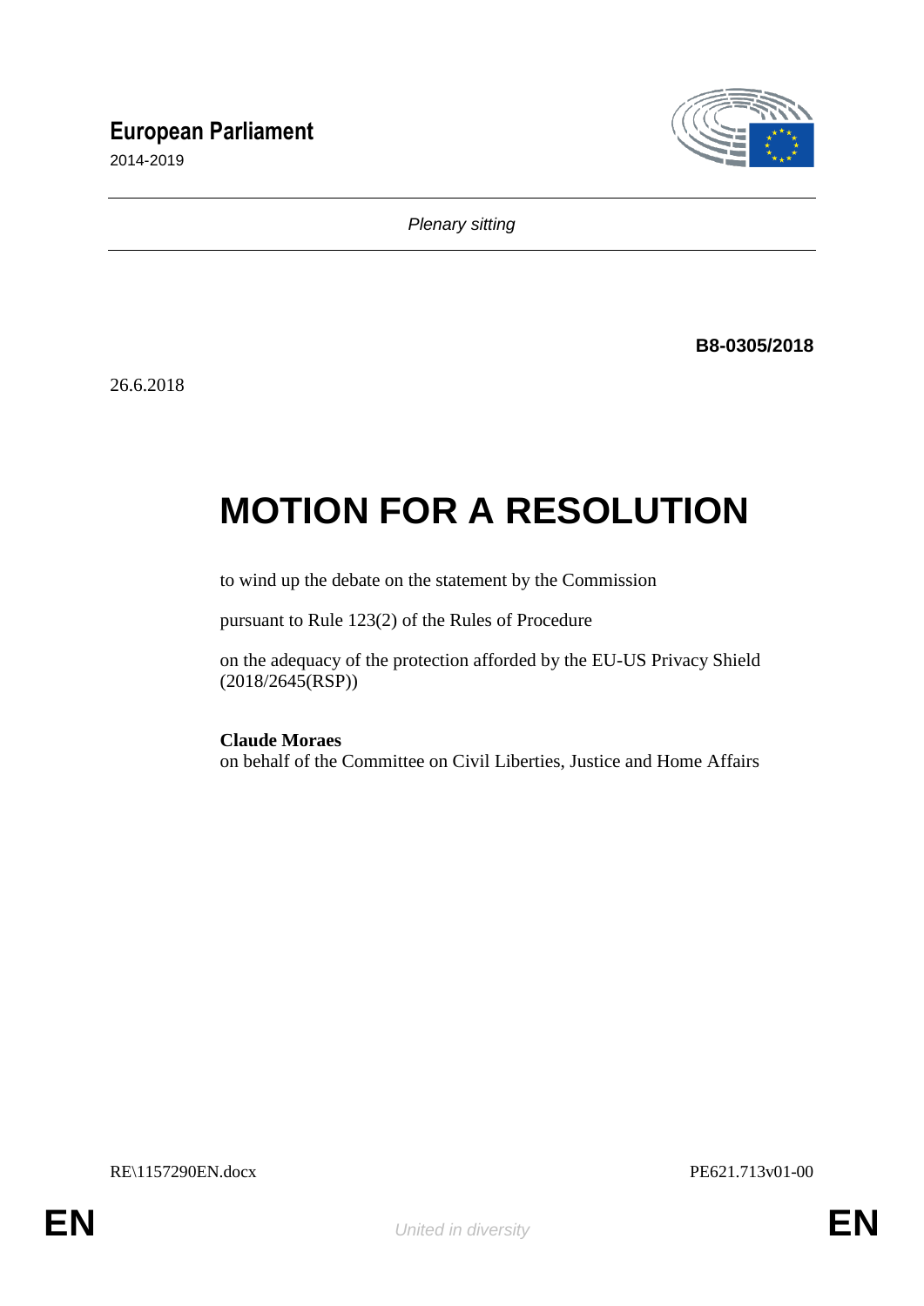**European Parliament**

2014-2019

*Plenary sitting*

**B8-0305/2018**

26.6.2018

# MOTION FOR A RESOLUTION

to wind up the debate on the statement by the Commission

pursuant to Rule 123(2) of the Rules of Procedure

on the adequacy of the protection afforded by the EU-US Privacy Shield (2018/2645(RSP))

**Claude Moraes**
on behalf of the Committee on Civil Liberties, Justice and Home Affairs

RE\1157290EN.docx PE621.713v01-00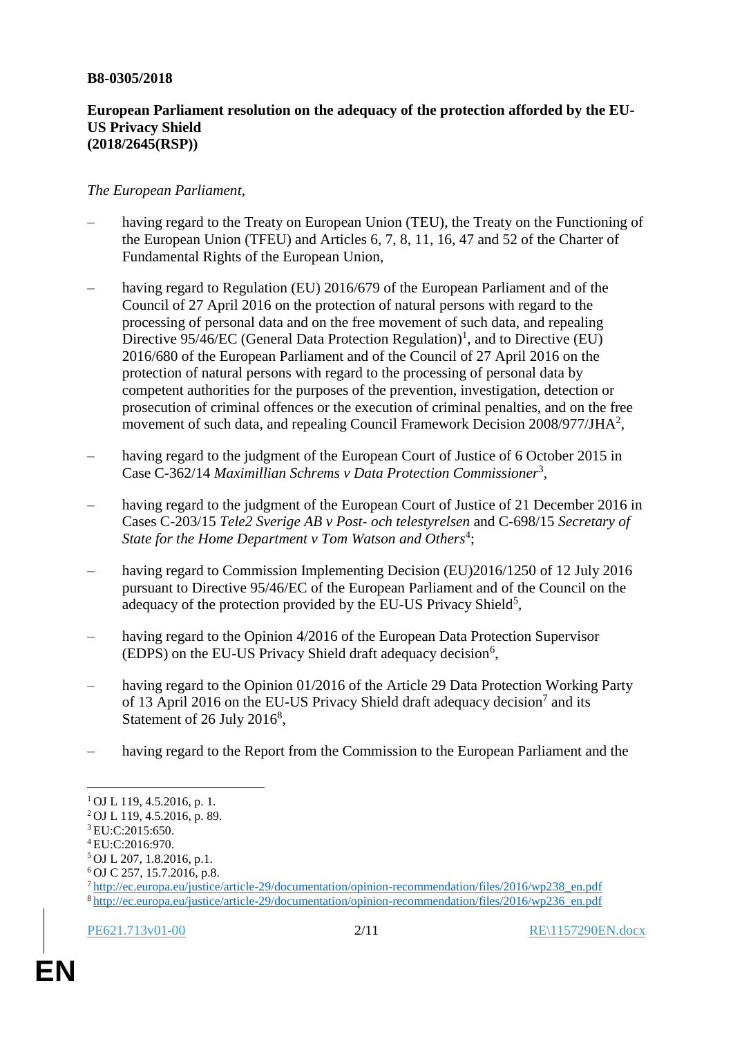**B8-0305/2018**

**European Parliament resolution on the adequacy of the protection afforded by the EU-US Privacy Shield (2018/2645(RSP))**

*The European Parliament*,

– having regard to the Treaty on European Union (TEU), the Treaty on the Functioning of the European Union (TFEU) and Articles 6, 7, 8, 11, 16, 47 and 52 of the Charter of Fundamental Rights of the European Union,

– having regard to Regulation (EU) 2016/679 of the European Parliament and of the Council of 27 April 2016 on the protection of natural persons with regard to the processing of personal data and on the free movement of such data, and repealing Directive 95/46/EC (General Data Protection Regulation)[1], and to Directive (EU) 2016/680 of the European Parliament and of the Council of 27 April 2016 on the protection of natural persons with regard to the processing of personal data by competent authorities for the purposes of the prevention, investigation, detection or prosecution of criminal offences or the execution of criminal penalties, and on the free movement of such data, and repealing Council Framework Decision 2008/977/JHA[2],

– having regard to the judgment of the European Court of Justice of 6 October 2015 in Case C-362/14 *Maximillian Schrems v Data Protection Commissioner*[3],

– having regard to the judgment of the European Court of Justice of 21 December 2016 in Cases C-203/15 *Tele2 Sverige AB v Post- och telestyrelsen* and C-698/15 *Secretary of State for the Home Department v Tom Watson and Others*[4];

– having regard to Commission Implementing Decision (EU)2016/1250 of 12 July 2016 pursuant to Directive 95/46/EC of the European Parliament and of the Council on the adequacy of the protection provided by the EU-US Privacy Shield[5],

– having regard to the Opinion 4/2016 of the European Data Protection Supervisor (EDPS) on the EU-US Privacy Shield draft adequacy decision[6],

– having regard to the Opinion 01/2016 of the Article 29 Data Protection Working Party of 13 April 2016 on the EU-US Privacy Shield draft adequacy decision[7] and its Statement of 26 July 2016[8],

– having regard to the Report from the Commission to the European Parliament and the

---

[1] OJ L 119, 4.5.2016, p. 1.
[2] OJ L 119, 4.5.2016, p. 89.
[3] EU:C:2015:650.
[4] EU:C:2016:970.
[5] OJ L 207, 1.8.2016, p.1.
[6] OJ C 257, 15.7.2016, p.8.
[7] http://ec.europa.eu/justice/article-29/documentation/opinion-recommendation/files/2016/wp238_en.pdf
[8] http://ec.europa.eu/justice/article-29/documentation/opinion-recommendation/files/2016/wp236_en.pdf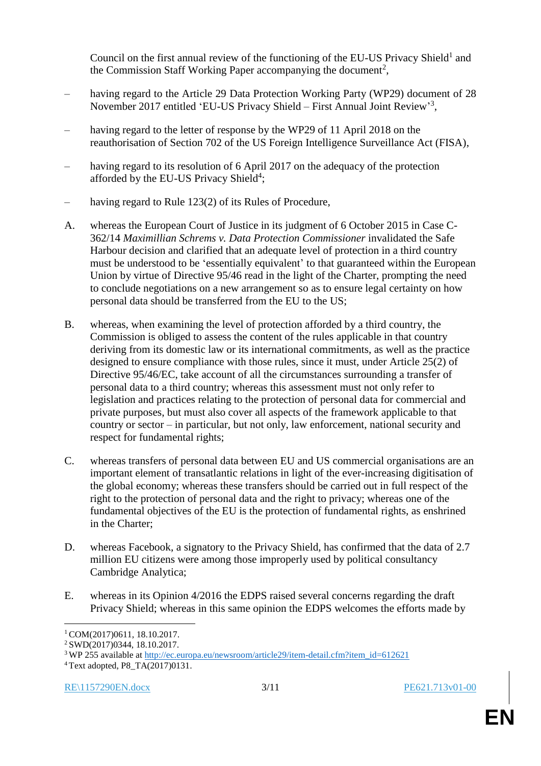Council on the first annual review of the functioning of the EU-US Privacy Shield[1] and the Commission Staff Working Paper accompanying the document[2],

– having regard to the Article 29 Data Protection Working Party (WP29) document of 28 November 2017 entitled 'EU-US Privacy Shield – First Annual Joint Review'[3],

– having regard to the letter of response by the WP29 of 11 April 2018 on the reauthorisation of Section 702 of the US Foreign Intelligence Surveillance Act (FISA),

– having regard to its resolution of 6 April 2017 on the adequacy of the protection afforded by the EU-US Privacy Shield[4];

– having regard to Rule 123(2) of its Rules of Procedure,

A. whereas the European Court of Justice in its judgment of 6 October 2015 in Case C-362/14 *Maximillian Schrems v. Data Protection Commissioner* invalidated the Safe Harbour decision and clarified that an adequate level of protection in a third country must be understood to be 'essentially equivalent' to that guaranteed within the European Union by virtue of Directive 95/46 read in the light of the Charter, prompting the need to conclude negotiations on a new arrangement so as to ensure legal certainty on how personal data should be transferred from the EU to the US;

B. whereas, when examining the level of protection afforded by a third country, the Commission is obliged to assess the content of the rules applicable in that country deriving from its domestic law or its international commitments, as well as the practice designed to ensure compliance with those rules, since it must, under Article 25(2) of Directive 95/46/EC, take account of all the circumstances surrounding a transfer of personal data to a third country; whereas this assessment must not only refer to legislation and practices relating to the protection of personal data for commercial and private purposes, but must also cover all aspects of the framework applicable to that country or sector – in particular, but not only, law enforcement, national security and respect for fundamental rights;

C. whereas transfers of personal data between EU and US commercial organisations are an important element of transatlantic relations in light of the ever-increasing digitisation of the global economy; whereas these transfers should be carried out in full respect of the right to the protection of personal data and the right to privacy; whereas one of the fundamental objectives of the EU is the protection of fundamental rights, as enshrined in the Charter;

D. whereas Facebook, a signatory to the Privacy Shield, has confirmed that the data of 2.7 million EU citizens were among those improperly used by political consultancy Cambridge Analytica;

E. whereas in its Opinion 4/2016 the EDPS raised several concerns regarding the draft Privacy Shield; whereas in this same opinion the EDPS welcomes the efforts made by

---

[1] COM(2017)0611, 18.10.2017.

[2] SWD(2017)0344, 18.10.2017.

[3] WP 255 available at http://ec.europa.eu/newsroom/article29/item-detail.cfm?item_id=612621

[4] Text adopted, P8_TA(2017)0131.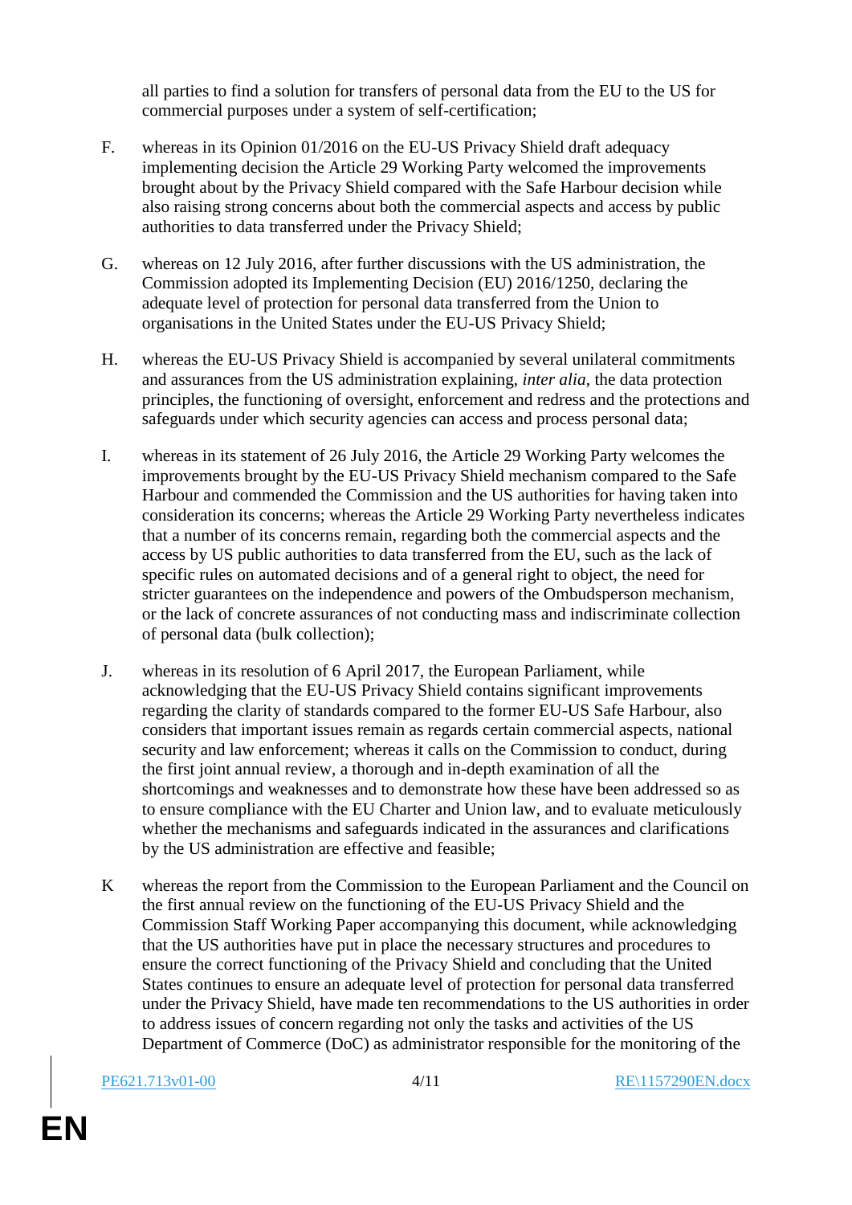all parties to find a solution for transfers of personal data from the EU to the US for commercial purposes under a system of self-certification;

F. whereas in its Opinion 01/2016 on the EU-US Privacy Shield draft adequacy implementing decision the Article 29 Working Party welcomed the improvements brought about by the Privacy Shield compared with the Safe Harbour decision while also raising strong concerns about both the commercial aspects and access by public authorities to data transferred under the Privacy Shield;

G. whereas on 12 July 2016, after further discussions with the US administration, the Commission adopted its Implementing Decision (EU) 2016/1250, declaring the adequate level of protection for personal data transferred from the Union to organisations in the United States under the EU-US Privacy Shield;

H. whereas the EU-US Privacy Shield is accompanied by several unilateral commitments and assurances from the US administration explaining, *inter alia*, the data protection principles, the functioning of oversight, enforcement and redress and the protections and safeguards under which security agencies can access and process personal data;

I. whereas in its statement of 26 July 2016, the Article 29 Working Party welcomes the improvements brought by the EU-US Privacy Shield mechanism compared to the Safe Harbour and commended the Commission and the US authorities for having taken into consideration its concerns; whereas the Article 29 Working Party nevertheless indicates that a number of its concerns remain, regarding both the commercial aspects and the access by US public authorities to data transferred from the EU, such as the lack of specific rules on automated decisions and of a general right to object, the need for stricter guarantees on the independence and powers of the Ombudsperson mechanism, or the lack of concrete assurances of not conducting mass and indiscriminate collection of personal data (bulk collection);

J. whereas in its resolution of 6 April 2017, the European Parliament, while acknowledging that the EU-US Privacy Shield contains significant improvements regarding the clarity of standards compared to the former EU-US Safe Harbour, also considers that important issues remain as regards certain commercial aspects, national security and law enforcement; whereas it calls on the Commission to conduct, during the first joint annual review, a thorough and in-depth examination of all the shortcomings and weaknesses and to demonstrate how these have been addressed so as to ensure compliance with the EU Charter and Union law, and to evaluate meticulously whether the mechanisms and safeguards indicated in the assurances and clarifications by the US administration are effective and feasible;

K whereas the report from the Commission to the European Parliament and the Council on the first annual review on the functioning of the EU-US Privacy Shield and the Commission Staff Working Paper accompanying this document, while acknowledging that the US authorities have put in place the necessary structures and procedures to ensure the correct functioning of the Privacy Shield and concluding that the United States continues to ensure an adequate level of protection for personal data transferred under the Privacy Shield, have made ten recommendations to the US authorities in order to address issues of concern regarding not only the tasks and activities of the US Department of Commerce (DoC) as administrator responsible for the monitoring of the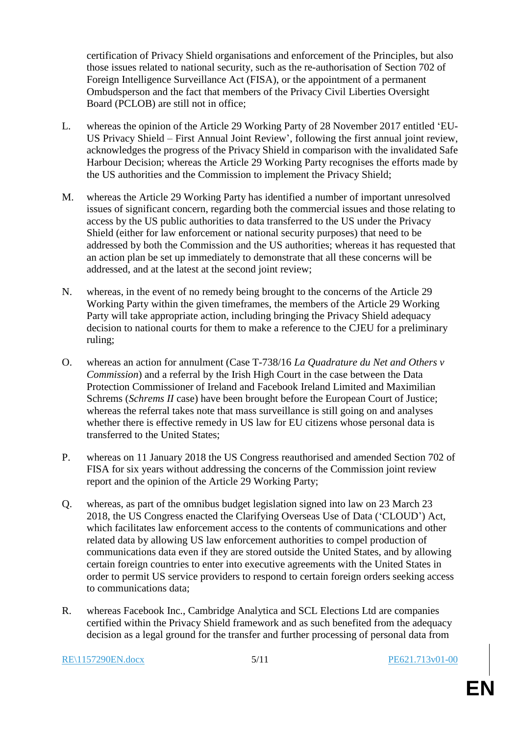certification of Privacy Shield organisations and enforcement of the Principles, but also those issues related to national security, such as the re-authorisation of Section 702 of Foreign Intelligence Surveillance Act (FISA), or the appointment of a permanent Ombudsperson and the fact that members of the Privacy Civil Liberties Oversight Board (PCLOB) are still not in office;

L. whereas the opinion of the Article 29 Working Party of 28 November 2017 entitled 'EU-US Privacy Shield – First Annual Joint Review', following the first annual joint review, acknowledges the progress of the Privacy Shield in comparison with the invalidated Safe Harbour Decision; whereas the Article 29 Working Party recognises the efforts made by the US authorities and the Commission to implement the Privacy Shield;

M. whereas the Article 29 Working Party has identified a number of important unresolved issues of significant concern, regarding both the commercial issues and those relating to access by the US public authorities to data transferred to the US under the Privacy Shield (either for law enforcement or national security purposes) that need to be addressed by both the Commission and the US authorities; whereas it has requested that an action plan be set up immediately to demonstrate that all these concerns will be addressed, and at the latest at the second joint review;

N. whereas, in the event of no remedy being brought to the concerns of the Article 29 Working Party within the given timeframes, the members of the Article 29 Working Party will take appropriate action, including bringing the Privacy Shield adequacy decision to national courts for them to make a reference to the CJEU for a preliminary ruling;

O. whereas an action for annulment (Case T-738/16 *La Quadrature du Net and Others v Commission*) and a referral by the Irish High Court in the case between the Data Protection Commissioner of Ireland and Facebook Ireland Limited and Maximilian Schrems (*Schrems II* case) have been brought before the European Court of Justice; whereas the referral takes note that mass surveillance is still going on and analyses whether there is effective remedy in US law for EU citizens whose personal data is transferred to the United States;

P. whereas on 11 January 2018 the US Congress reauthorised and amended Section 702 of FISA for six years without addressing the concerns of the Commission joint review report and the opinion of the Article 29 Working Party;

Q. whereas, as part of the omnibus budget legislation signed into law on 23 March 23 2018, the US Congress enacted the Clarifying Overseas Use of Data ('CLOUD') Act, which facilitates law enforcement access to the contents of communications and other related data by allowing US law enforcement authorities to compel production of communications data even if they are stored outside the United States, and by allowing certain foreign countries to enter into executive agreements with the United States in order to permit US service providers to respond to certain foreign orders seeking access to communications data;

R. whereas Facebook Inc., Cambridge Analytica and SCL Elections Ltd are companies certified within the Privacy Shield framework and as such benefited from the adequacy decision as a legal ground for the transfer and further processing of personal data from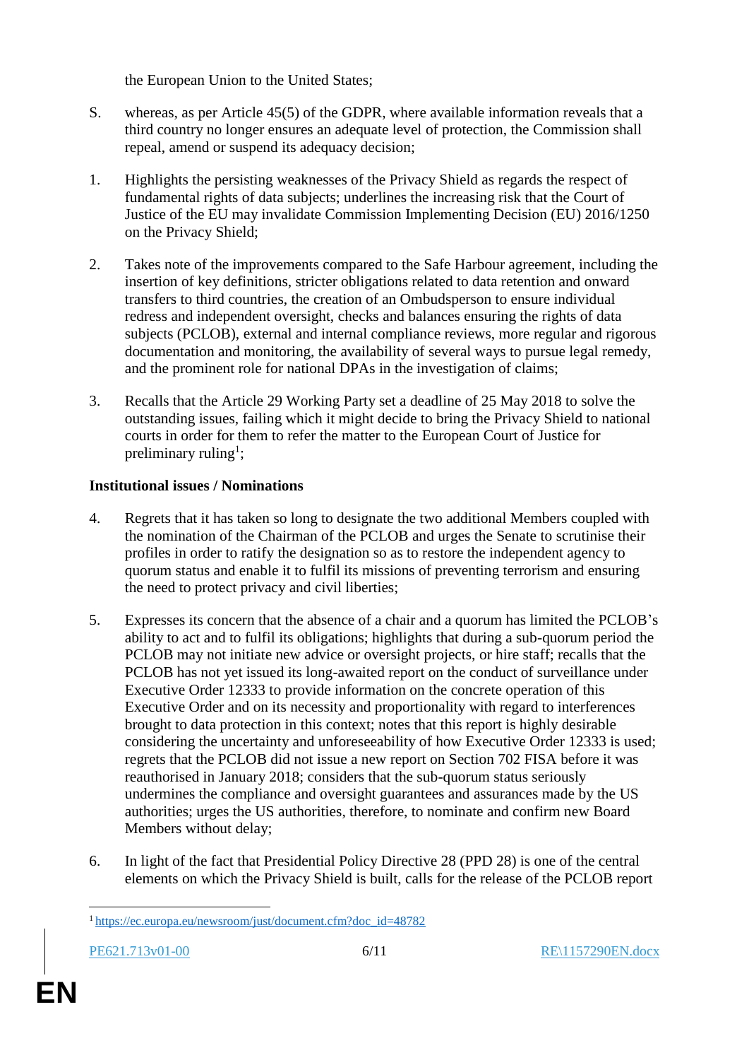the European Union to the United States;

S. whereas, as per Article 45(5) of the GDPR, where available information reveals that a third country no longer ensures an adequate level of protection, the Commission shall repeal, amend or suspend its adequacy decision;

1. Highlights the persisting weaknesses of the Privacy Shield as regards the respect of fundamental rights of data subjects; underlines the increasing risk that the Court of Justice of the EU may invalidate Commission Implementing Decision (EU) 2016/1250 on the Privacy Shield;

2. Takes note of the improvements compared to the Safe Harbour agreement, including the insertion of key definitions, stricter obligations related to data retention and onward transfers to third countries, the creation of an Ombudsperson to ensure individual redress and independent oversight, checks and balances ensuring the rights of data subjects (PCLOB), external and internal compliance reviews, more regular and rigorous documentation and monitoring, the availability of several ways to pursue legal remedy, and the prominent role for national DPAs in the investigation of claims;

3. Recalls that the Article 29 Working Party set a deadline of 25 May 2018 to solve the outstanding issues, failing which it might decide to bring the Privacy Shield to national courts in order for them to refer the matter to the European Court of Justice for preliminary ruling[1];

**Institutional issues / Nominations**

4. Regrets that it has taken so long to designate the two additional Members coupled with the nomination of the Chairman of the PCLOB and urges the Senate to scrutinise their profiles in order to ratify the designation so as to restore the independent agency to quorum status and enable it to fulfil its missions of preventing terrorism and ensuring the need to protect privacy and civil liberties;

5. Expresses its concern that the absence of a chair and a quorum has limited the PCLOB's ability to act and to fulfil its obligations; highlights that during a sub-quorum period the PCLOB may not initiate new advice or oversight projects, or hire staff; recalls that the PCLOB has not yet issued its long-awaited report on the conduct of surveillance under Executive Order 12333 to provide information on the concrete operation of this Executive Order and on its necessity and proportionality with regard to interferences brought to data protection in this context; notes that this report is highly desirable considering the uncertainty and unforeseeability of how Executive Order 12333 is used; regrets that the PCLOB did not issue a new report on Section 702 FISA before it was reauthorised in January 2018; considers that the sub-quorum status seriously undermines the compliance and oversight guarantees and assurances made by the US authorities; urges the US authorities, therefore, to nominate and confirm new Board Members without delay;

6. In light of the fact that Presidential Policy Directive 28 (PPD 28) is one of the central elements on which the Privacy Shield is built, calls for the release of the PCLOB report

[1] https://ec.europa.eu/newsroom/just/document.cfm?doc_id=48782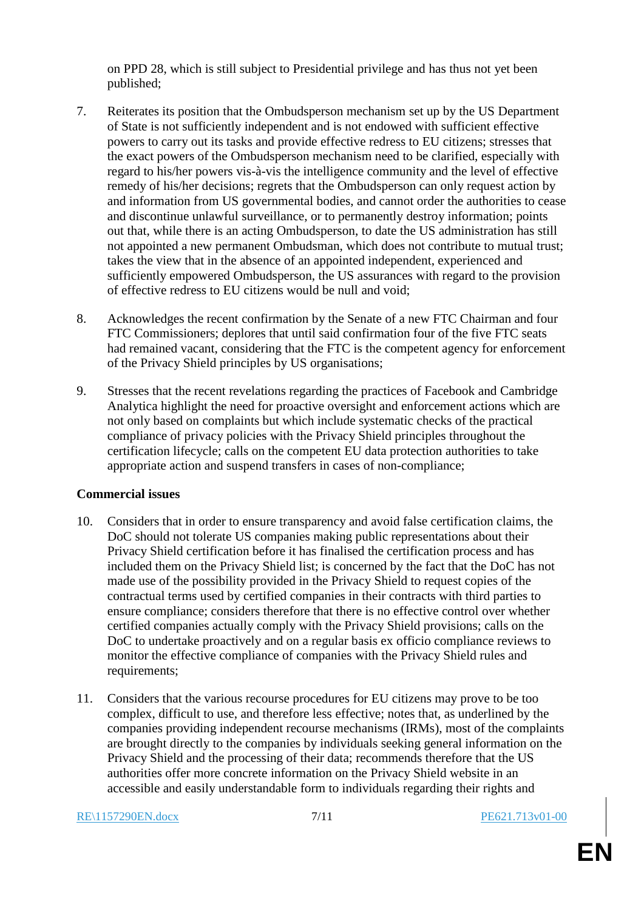on PPD 28, which is still subject to Presidential privilege and has thus not yet been published;

7. Reiterates its position that the Ombudsperson mechanism set up by the US Department of State is not sufficiently independent and is not endowed with sufficient effective powers to carry out its tasks and provide effective redress to EU citizens; stresses that the exact powers of the Ombudsperson mechanism need to be clarified, especially with regard to his/her powers vis-à-vis the intelligence community and the level of effective remedy of his/her decisions; regrets that the Ombudsperson can only request action by and information from US governmental bodies, and cannot order the authorities to cease and discontinue unlawful surveillance, or to permanently destroy information; points out that, while there is an acting Ombudsperson, to date the US administration has still not appointed a new permanent Ombudsman, which does not contribute to mutual trust; takes the view that in the absence of an appointed independent, experienced and sufficiently empowered Ombudsperson, the US assurances with regard to the provision of effective redress to EU citizens would be null and void;

8. Acknowledges the recent confirmation by the Senate of a new FTC Chairman and four FTC Commissioners; deplores that until said confirmation four of the five FTC seats had remained vacant, considering that the FTC is the competent agency for enforcement of the Privacy Shield principles by US organisations;

9. Stresses that the recent revelations regarding the practices of Facebook and Cambridge Analytica highlight the need for proactive oversight and enforcement actions which are not only based on complaints but which include systematic checks of the practical compliance of privacy policies with the Privacy Shield principles throughout the certification lifecycle; calls on the competent EU data protection authorities to take appropriate action and suspend transfers in cases of non-compliance;

**Commercial issues**

10. Considers that in order to ensure transparency and avoid false certification claims, the DoC should not tolerate US companies making public representations about their Privacy Shield certification before it has finalised the certification process and has included them on the Privacy Shield list; is concerned by the fact that the DoC has not made use of the possibility provided in the Privacy Shield to request copies of the contractual terms used by certified companies in their contracts with third parties to ensure compliance; considers therefore that there is no effective control over whether certified companies actually comply with the Privacy Shield provisions; calls on the DoC to undertake proactively and on a regular basis ex officio compliance reviews to monitor the effective compliance of companies with the Privacy Shield rules and requirements;

11. Considers that the various recourse procedures for EU citizens may prove to be too complex, difficult to use, and therefore less effective; notes that, as underlined by the companies providing independent recourse mechanisms (IRMs), most of the complaints are brought directly to the companies by individuals seeking general information on the Privacy Shield and the processing of their data; recommends therefore that the US authorities offer more concrete information on the Privacy Shield website in an accessible and easily understandable form to individuals regarding their rights and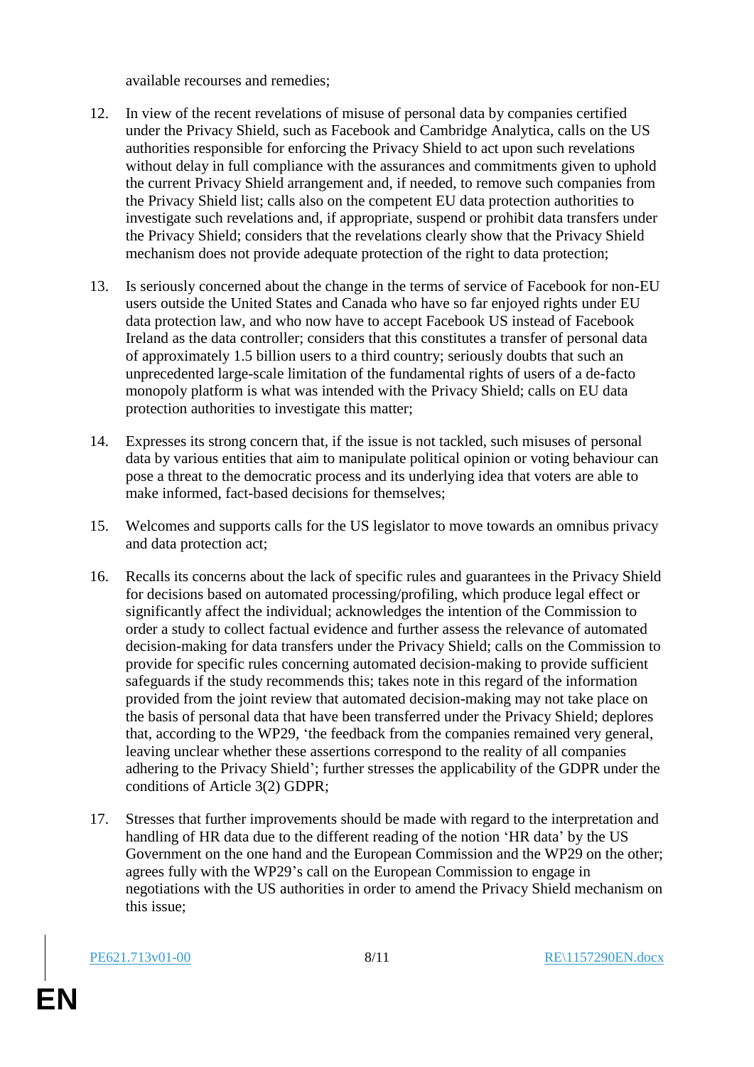available recourses and remedies;

12. In view of the recent revelations of misuse of personal data by companies certified under the Privacy Shield, such as Facebook and Cambridge Analytica, calls on the US authorities responsible for enforcing the Privacy Shield to act upon such revelations without delay in full compliance with the assurances and commitments given to uphold the current Privacy Shield arrangement and, if needed, to remove such companies from the Privacy Shield list; calls also on the competent EU data protection authorities to investigate such revelations and, if appropriate, suspend or prohibit data transfers under the Privacy Shield; considers that the revelations clearly show that the Privacy Shield mechanism does not provide adequate protection of the right to data protection;

13. Is seriously concerned about the change in the terms of service of Facebook for non-EU users outside the United States and Canada who have so far enjoyed rights under EU data protection law, and who now have to accept Facebook US instead of Facebook Ireland as the data controller; considers that this constitutes a transfer of personal data of approximately 1.5 billion users to a third country; seriously doubts that such an unprecedented large-scale limitation of the fundamental rights of users of a de-facto monopoly platform is what was intended with the Privacy Shield; calls on EU data protection authorities to investigate this matter;

14. Expresses its strong concern that, if the issue is not tackled, such misuses of personal data by various entities that aim to manipulate political opinion or voting behaviour can pose a threat to the democratic process and its underlying idea that voters are able to make informed, fact-based decisions for themselves;

15. Welcomes and supports calls for the US legislator to move towards an omnibus privacy and data protection act;

16. Recalls its concerns about the lack of specific rules and guarantees in the Privacy Shield for decisions based on automated processing/profiling, which produce legal effect or significantly affect the individual; acknowledges the intention of the Commission to order a study to collect factual evidence and further assess the relevance of automated decision-making for data transfers under the Privacy Shield; calls on the Commission to provide for specific rules concerning automated decision-making to provide sufficient safeguards if the study recommends this; takes note in this regard of the information provided from the joint review that automated decision-making may not take place on the basis of personal data that have been transferred under the Privacy Shield; deplores that, according to the WP29, 'the feedback from the companies remained very general, leaving unclear whether these assertions correspond to the reality of all companies adhering to the Privacy Shield'; further stresses the applicability of the GDPR under the conditions of Article 3(2) GDPR;

17. Stresses that further improvements should be made with regard to the interpretation and handling of HR data due to the different reading of the notion 'HR data' by the US Government on the one hand and the European Commission and the WP29 on the other; agrees fully with the WP29's call on the European Commission to engage in negotiations with the US authorities in order to amend the Privacy Shield mechanism on this issue;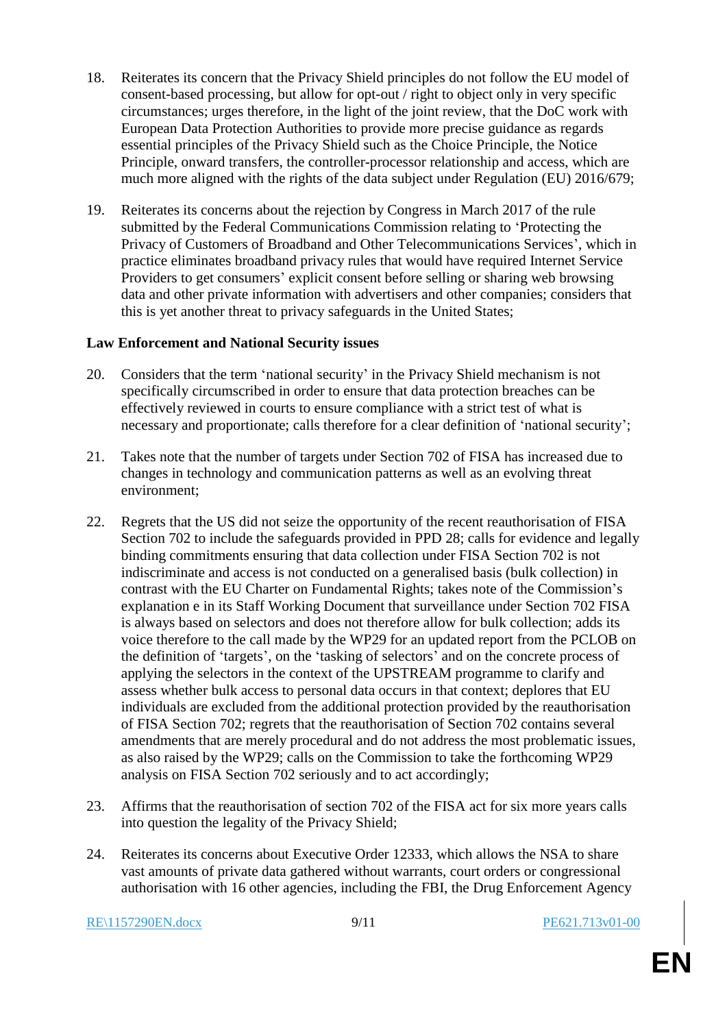18. Reiterates its concern that the Privacy Shield principles do not follow the EU model of consent-based processing, but allow for opt-out / right to object only in very specific circumstances; urges therefore, in the light of the joint review, that the DoC work with European Data Protection Authorities to provide more precise guidance as regards essential principles of the Privacy Shield such as the Choice Principle, the Notice Principle, onward transfers, the controller-processor relationship and access, which are much more aligned with the rights of the data subject under Regulation (EU) 2016/679;

19. Reiterates its concerns about the rejection by Congress in March 2017 of the rule submitted by the Federal Communications Commission relating to 'Protecting the Privacy of Customers of Broadband and Other Telecommunications Services', which in practice eliminates broadband privacy rules that would have required Internet Service Providers to get consumers' explicit consent before selling or sharing web browsing data and other private information with advertisers and other companies; considers that this is yet another threat to privacy safeguards in the United States;

**Law Enforcement and National Security issues**

20. Considers that the term 'national security' in the Privacy Shield mechanism is not specifically circumscribed in order to ensure that data protection breaches can be effectively reviewed in courts to ensure compliance with a strict test of what is necessary and proportionate; calls therefore for a clear definition of 'national security';

21. Takes note that the number of targets under Section 702 of FISA has increased due to changes in technology and communication patterns as well as an evolving threat environment;

22. Regrets that the US did not seize the opportunity of the recent reauthorisation of FISA Section 702 to include the safeguards provided in PPD 28; calls for evidence and legally binding commitments ensuring that data collection under FISA Section 702 is not indiscriminate and access is not conducted on a generalised basis (bulk collection) in contrast with the EU Charter on Fundamental Rights; takes note of the Commission's explanation e in its Staff Working Document that surveillance under Section 702 FISA is always based on selectors and does not therefore allow for bulk collection; adds its voice therefore to the call made by the WP29 for an updated report from the PCLOB on the definition of 'targets', on the 'tasking of selectors' and on the concrete process of applying the selectors in the context of the UPSTREAM programme to clarify and assess whether bulk access to personal data occurs in that context; deplores that EU individuals are excluded from the additional protection provided by the reauthorisation of FISA Section 702; regrets that the reauthorisation of Section 702 contains several amendments that are merely procedural and do not address the most problematic issues, as also raised by the WP29; calls on the Commission to take the forthcoming WP29 analysis on FISA Section 702 seriously and to act accordingly;

23. Affirms that the reauthorisation of section 702 of the FISA act for six more years calls into question the legality of the Privacy Shield;

24. Reiterates its concerns about Executive Order 12333, which allows the NSA to share vast amounts of private data gathered without warrants, court orders or congressional authorisation with 16 other agencies, including the FBI, the Drug Enforcement Agency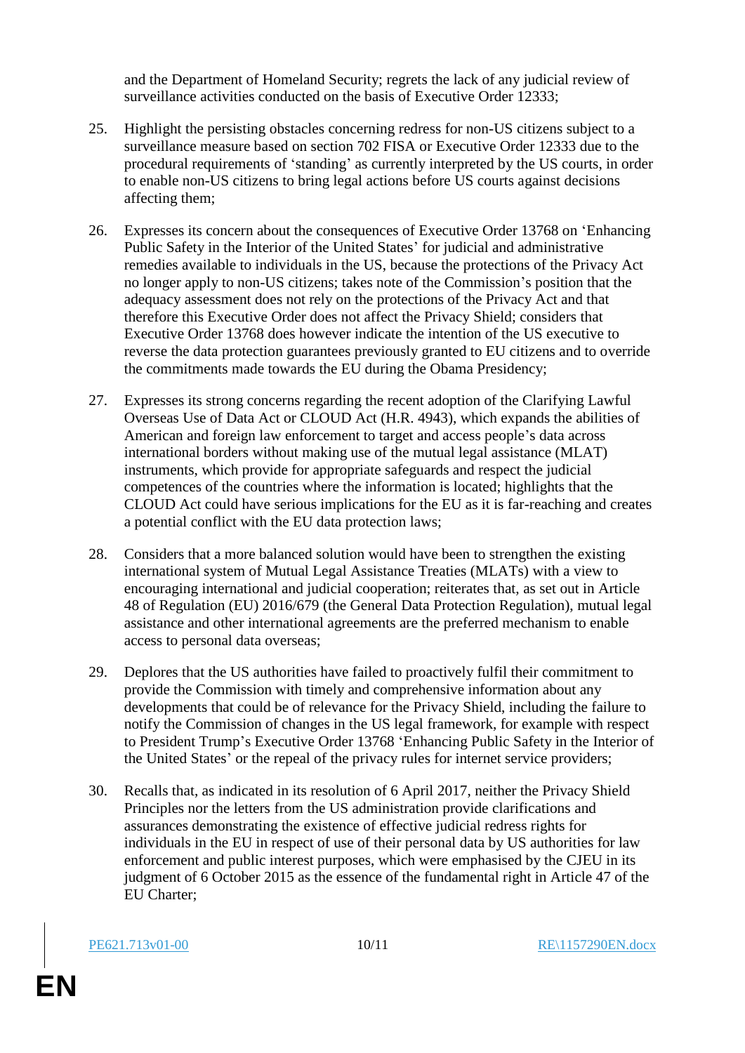and the Department of Homeland Security; regrets the lack of any judicial review of surveillance activities conducted on the basis of Executive Order 12333;

25. Highlight the persisting obstacles concerning redress for non-US citizens subject to a surveillance measure based on section 702 FISA or Executive Order 12333 due to the procedural requirements of 'standing' as currently interpreted by the US courts, in order to enable non-US citizens to bring legal actions before US courts against decisions affecting them;

26. Expresses its concern about the consequences of Executive Order 13768 on 'Enhancing Public Safety in the Interior of the United States' for judicial and administrative remedies available to individuals in the US, because the protections of the Privacy Act no longer apply to non-US citizens; takes note of the Commission's position that the adequacy assessment does not rely on the protections of the Privacy Act and that therefore this Executive Order does not affect the Privacy Shield; considers that Executive Order 13768 does however indicate the intention of the US executive to reverse the data protection guarantees previously granted to EU citizens and to override the commitments made towards the EU during the Obama Presidency;

27. Expresses its strong concerns regarding the recent adoption of the Clarifying Lawful Overseas Use of Data Act or CLOUD Act (H.R. 4943), which expands the abilities of American and foreign law enforcement to target and access people's data across international borders without making use of the mutual legal assistance (MLAT) instruments, which provide for appropriate safeguards and respect the judicial competences of the countries where the information is located; highlights that the CLOUD Act could have serious implications for the EU as it is far-reaching and creates a potential conflict with the EU data protection laws;

28. Considers that a more balanced solution would have been to strengthen the existing international system of Mutual Legal Assistance Treaties (MLATs) with a view to encouraging international and judicial cooperation; reiterates that, as set out in Article 48 of Regulation (EU) 2016/679 (the General Data Protection Regulation), mutual legal assistance and other international agreements are the preferred mechanism to enable access to personal data overseas;

29. Deplores that the US authorities have failed to proactively fulfil their commitment to provide the Commission with timely and comprehensive information about any developments that could be of relevance for the Privacy Shield, including the failure to notify the Commission of changes in the US legal framework, for example with respect to President Trump's Executive Order 13768 'Enhancing Public Safety in the Interior of the United States' or the repeal of the privacy rules for internet service providers;

30. Recalls that, as indicated in its resolution of 6 April 2017, neither the Privacy Shield Principles nor the letters from the US administration provide clarifications and assurances demonstrating the existence of effective judicial redress rights for individuals in the EU in respect of use of their personal data by US authorities for law enforcement and public interest purposes, which were emphasised by the CJEU in its judgment of 6 October 2015 as the essence of the fundamental right in Article 47 of the EU Charter;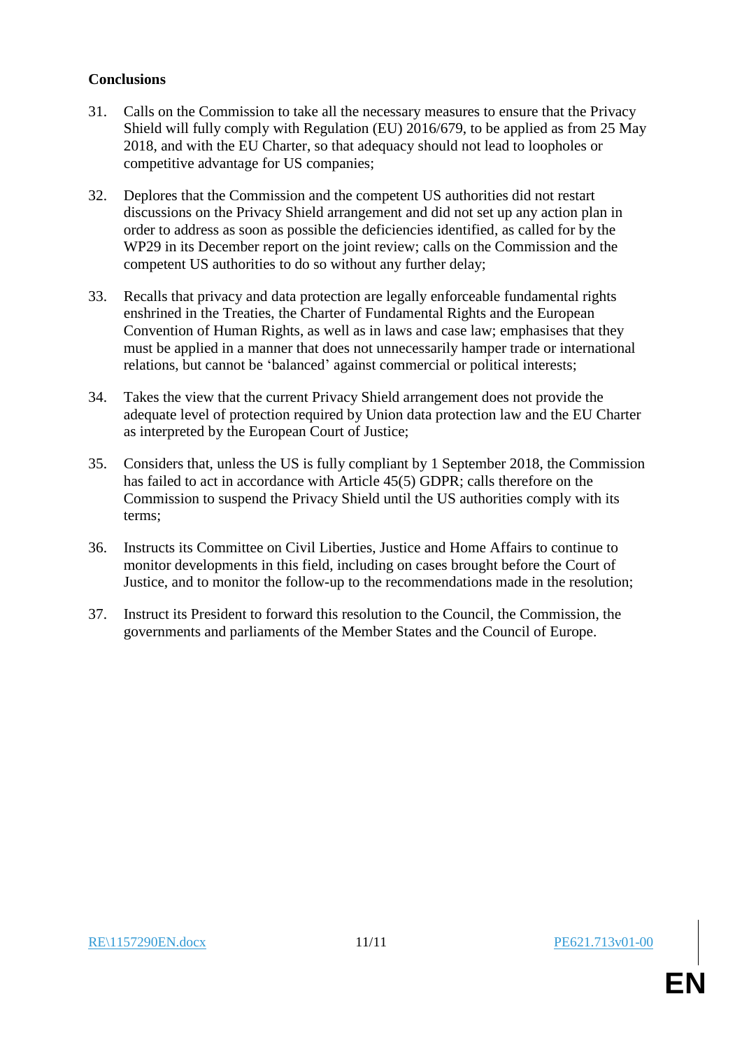**Conclusions**

31. Calls on the Commission to take all the necessary measures to ensure that the Privacy Shield will fully comply with Regulation (EU) 2016/679, to be applied as from 25 May 2018, and with the EU Charter, so that adequacy should not lead to loopholes or competitive advantage for US companies;

32. Deplores that the Commission and the competent US authorities did not restart discussions on the Privacy Shield arrangement and did not set up any action plan in order to address as soon as possible the deficiencies identified, as called for by the WP29 in its December report on the joint review; calls on the Commission and the competent US authorities to do so without any further delay;

33. Recalls that privacy and data protection are legally enforceable fundamental rights enshrined in the Treaties, the Charter of Fundamental Rights and the European Convention of Human Rights, as well as in laws and case law; emphasises that they must be applied in a manner that does not unnecessarily hamper trade or international relations, but cannot be 'balanced' against commercial or political interests;

34. Takes the view that the current Privacy Shield arrangement does not provide the adequate level of protection required by Union data protection law and the EU Charter as interpreted by the European Court of Justice;

35. Considers that, unless the US is fully compliant by 1 September 2018, the Commission has failed to act in accordance with Article 45(5) GDPR; calls therefore on the Commission to suspend the Privacy Shield until the US authorities comply with its terms;

36. Instructs its Committee on Civil Liberties, Justice and Home Affairs to continue to monitor developments in this field, including on cases brought before the Court of Justice, and to monitor the follow-up to the recommendations made in the resolution;

37. Instruct its President to forward this resolution to the Council, the Commission, the governments and parliaments of the Member States and the Council of Europe.